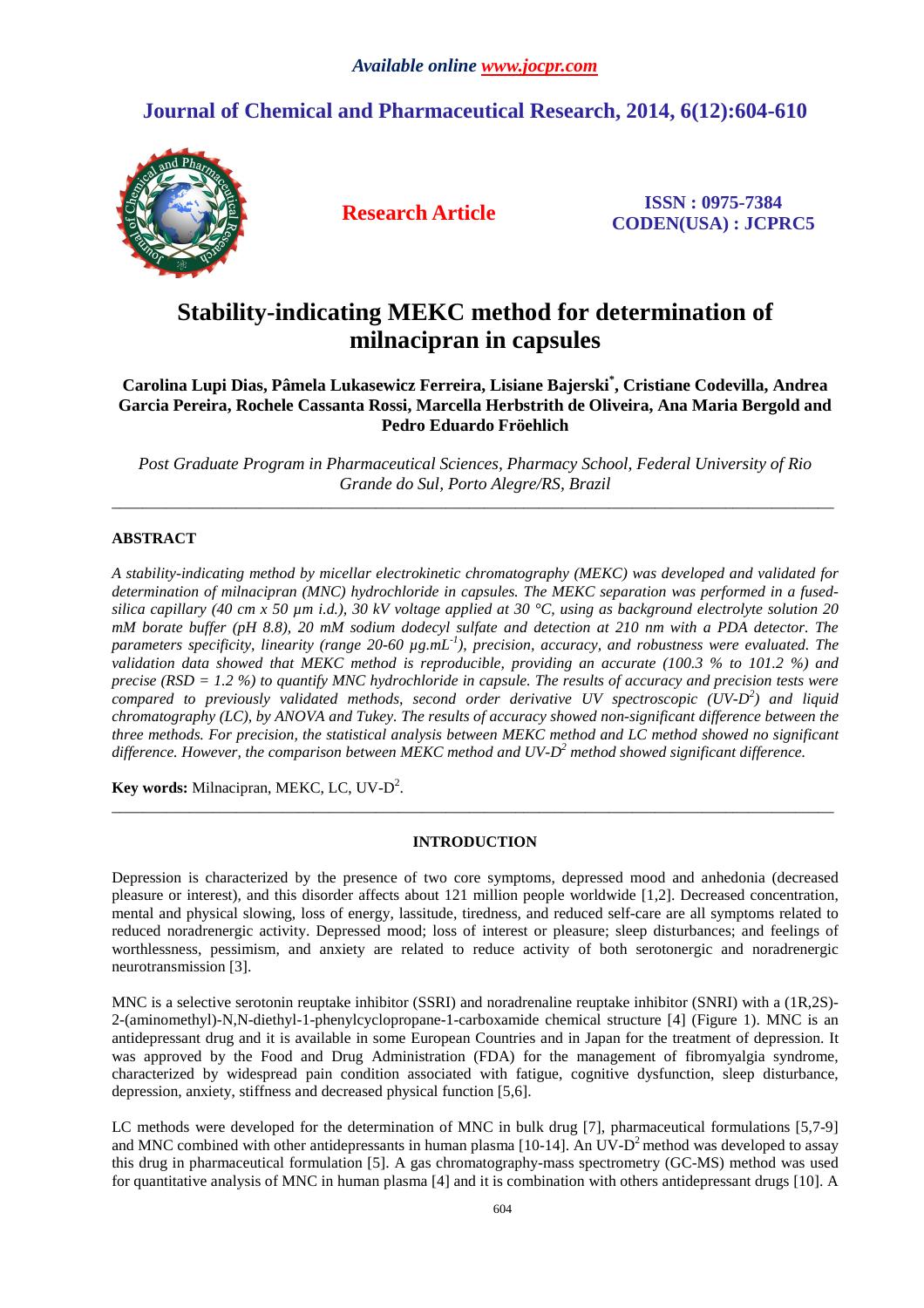*Available online www.jocpr.com*

## Journal of Chemical and Pharmaceutical Research, 2014, 6(12):604-610

**Research Article**

**ISSN : 0975-7384**
**CODEN(USA) : JCPRC5**

# Stability-indicating MEKC method for determination of milnacipran in capsules

**Carolina Lupi Dias, Pâmela Lukasewicz Ferreira, Lisiane Bajerski[*], Cristiane Codevilla, Andrea Garcia Pereira, Rochele Cassanta Rossi, Marcella Herbstrith de Oliveira, Ana Maria Bergold and Pedro Eduardo Fröehlich**

*Post Graduate Program in Pharmaceutical Sciences, Pharmacy School, Federal University of Rio Grande do Sul, Porto Alegre/RS, Brazil*

---

## ABSTRACT

*A stability-indicating method by micellar electrokinetic chromatography (MEKC) was developed and validated for determination of milnacipran (MNC) hydrochloride in capsules. The MEKC separation was performed in a fused-silica capillary (40 cm x 50 µm i.d.), 30 kV voltage applied at 30 °C, using as background electrolyte solution 20 mM borate buffer (pH 8.8), 20 mM sodium dodecyl sulfate and detection at 210 nm with a PDA detector. The parameters specificity, linearity (range 20-60 µg.mL$^{-1}$), precision, accuracy, and robustness were evaluated. The validation data showed that MEKC method is reproducible, providing an accurate (100.3 % to 101.2 %) and precise (RSD = 1.2 %) to quantify MNC hydrochloride in capsule. The results of accuracy and precision tests were compared to previously validated methods, second order derivative UV spectroscopic (UV-D$^2$) and liquid chromatography (LC), by ANOVA and Tukey. The results of accuracy showed non-significant difference between the three methods. For precision, the statistical analysis between MEKC method and LC method showed no significant difference. However, the comparison between MEKC method and UV-D$^2$ method showed significant difference.*

**Key words:** Milnacipran, MEKC, LC, UV-D$^2$.

---

## INTRODUCTION

Depression is characterized by the presence of two core symptoms, depressed mood and anhedonia (decreased pleasure or interest), and this disorder affects about 121 million people worldwide [1,2]. Decreased concentration, mental and physical slowing, loss of energy, lassitude, tiredness, and reduced self-care are all symptoms related to reduced noradrenergic activity. Depressed mood; loss of interest or pleasure; sleep disturbances; and feelings of worthlessness, pessimism, and anxiety are related to reduce activity of both serotonergic and noradrenergic neurotransmission [3].

MNC is a selective serotonin reuptake inhibitor (SSRI) and noradrenaline reuptake inhibitor (SNRI) with a (1R,2S)-2-(aminomethyl)-N,N-diethyl-1-phenylcyclopropane-1-carboxamide chemical structure [4] (Figure 1). MNC is an antidepressant drug and it is available in some European Countries and in Japan for the treatment of depression. It was approved by the Food and Drug Administration (FDA) for the management of fibromyalgia syndrome, characterized by widespread pain condition associated with fatigue, cognitive dysfunction, sleep disturbance, depression, anxiety, stiffness and decreased physical function [5,6].

LC methods were developed for the determination of MNC in bulk drug [7], pharmaceutical formulations [5,7-9] and MNC combined with other antidepressants in human plasma [10-14]. An UV-D$^2$ method was developed to assay this drug in pharmaceutical formulation [5]. A gas chromatography-mass spectrometry (GC-MS) method was used for quantitative analysis of MNC in human plasma [4] and it is combination with others antidepressant drugs [10]. A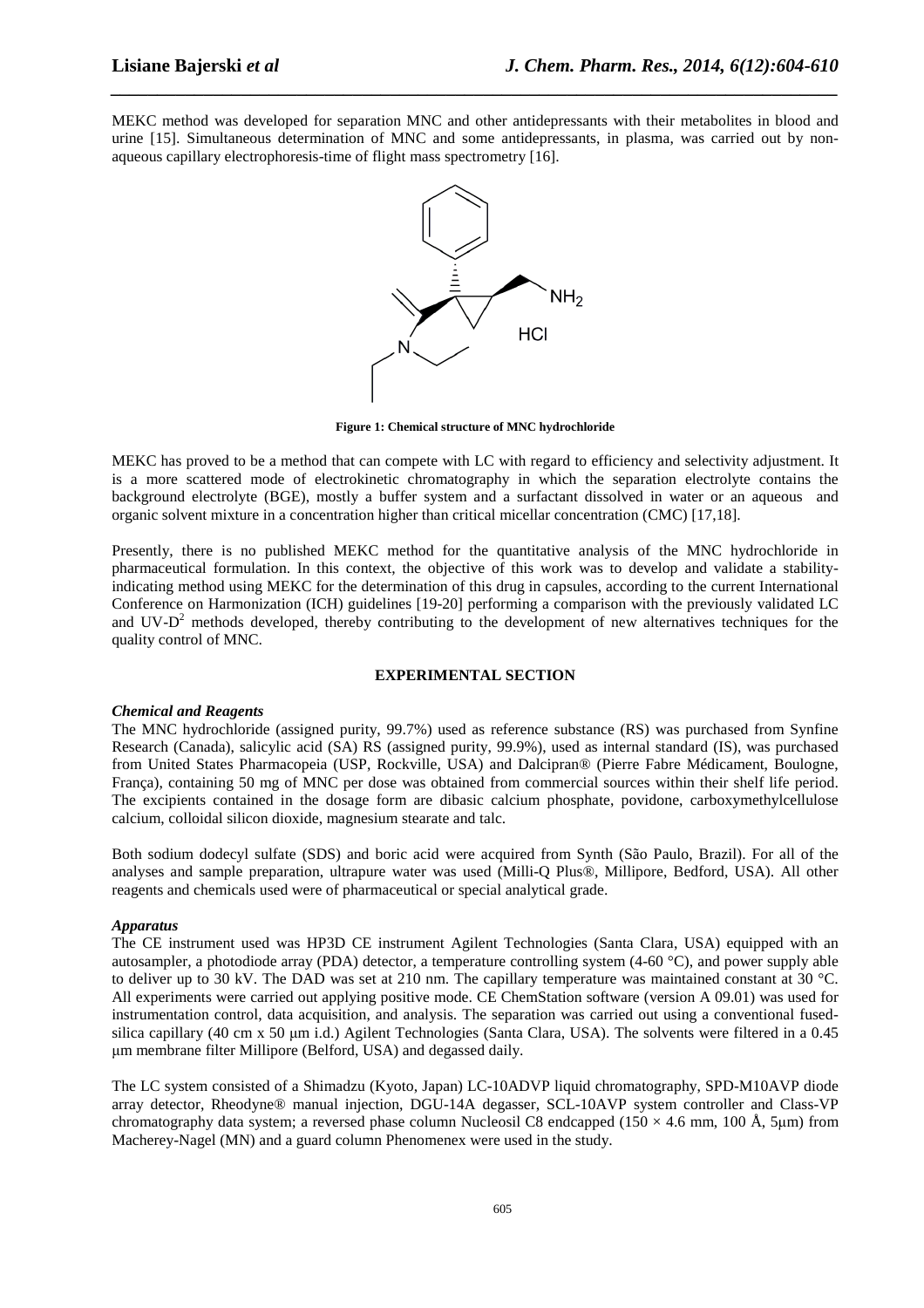MEKC method was developed for separation MNC and other antidepressants with their metabolites in blood and urine [15]. Simultaneous determination of MNC and some antidepressants, in plasma, was carried out by non-aqueous capillary electrophoresis-time of flight mass spectrometry [16].

**Figure 1: Chemical structure of MNC hydrochloride**

MEKC has proved to be a method that can compete with LC with regard to efficiency and selectivity adjustment. It is a more scattered mode of electrokinetic chromatography in which the separation electrolyte contains the background electrolyte (BGE), mostly a buffer system and a surfactant dissolved in water or an aqueous and organic solvent mixture in a concentration higher than critical micellar concentration (CMC) [17,18].

Presently, there is no published MEKC method for the quantitative analysis of the MNC hydrochloride in pharmaceutical formulation. In this context, the objective of this work was to develop and validate a stability-indicating method using MEKC for the determination of this drug in capsules, according to the current International Conference on Harmonization (ICH) guidelines [19-20] performing a comparison with the previously validated LC and UV-$D^2$ methods developed, thereby contributing to the development of new alternatives techniques for the quality control of MNC.

## EXPERIMENTAL SECTION

### *Chemical and Reagents*

The MNC hydrochloride (assigned purity, 99.7%) used as reference substance (RS) was purchased from Synfine Research (Canada), salicylic acid (SA) RS (assigned purity, 99.9%), used as internal standard (IS), was purchased from United States Pharmacopeia (USP, Rockville, USA) and Dalcipran® (Pierre Fabre Médicament, Boulogne, França), containing 50 mg of MNC per dose was obtained from commercial sources within their shelf life period. The excipients contained in the dosage form are dibasic calcium phosphate, povidone, carboxymethylcellulose calcium, colloidal silicon dioxide, magnesium stearate and talc.

Both sodium dodecyl sulfate (SDS) and boric acid were acquired from Synth (São Paulo, Brazil). For all of the analyses and sample preparation, ultrapure water was used (Milli-Q Plus®, Millipore, Bedford, USA). All other reagents and chemicals used were of pharmaceutical or special analytical grade.

### *Apparatus*

The CE instrument used was HP3D CE instrument Agilent Technologies (Santa Clara, USA) equipped with an autosampler, a photodiode array (PDA) detector, a temperature controlling system (4-60 °C), and power supply able to deliver up to 30 kV. The DAD was set at 210 nm. The capillary temperature was maintained constant at 30 °C. All experiments were carried out applying positive mode. CE ChemStation software (version A 09.01) was used for instrumentation control, data acquisition, and analysis. The separation was carried out using a conventional fused-silica capillary (40 cm x 50 μm i.d.) Agilent Technologies (Santa Clara, USA). The solvents were filtered in a 0.45 μm membrane filter Millipore (Belford, USA) and degassed daily.

The LC system consisted of a Shimadzu (Kyoto, Japan) LC-10ADVP liquid chromatography, SPD-M10AVP diode array detector, Rheodyne® manual injection, DGU-14A degasser, SCL-10AVP system controller and Class-VP chromatography data system; a reversed phase column Nucleosil C8 endcapped (150 × 4.6 mm, 100 Å, 5μm) from Macherey-Nagel (MN) and a guard column Phenomenex were used in the study.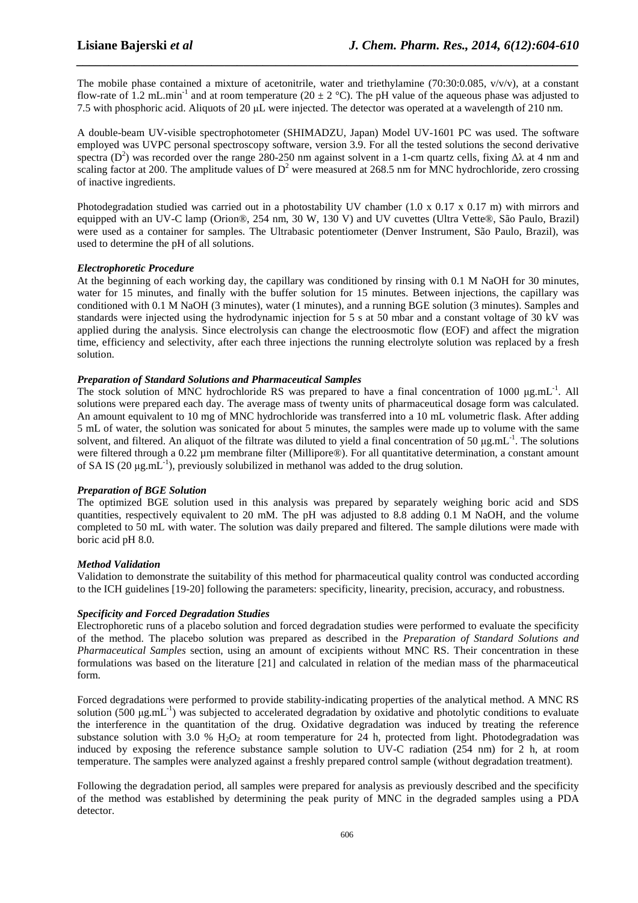The mobile phase contained a mixture of acetonitrile, water and triethylamine (70:30:0.085, v/v/v), at a constant flow-rate of 1.2 mL.min$^{-1}$ and at room temperature (20 ± 2 °C). The pH value of the aqueous phase was adjusted to 7.5 with phosphoric acid. Aliquots of 20 μL were injected. The detector was operated at a wavelength of 210 nm.

A double-beam UV-visible spectrophotometer (SHIMADZU, Japan) Model UV-1601 PC was used. The software employed was UVPC personal spectroscopy software, version 3.9. For all the tested solutions the second derivative spectra ($D^2$) was recorded over the range 280-250 nm against solvent in a 1-cm quartz cells, fixing $\Delta\lambda$ at 4 nm and scaling factor at 200. The amplitude values of $D^2$ were measured at 268.5 nm for MNC hydrochloride, zero crossing of inactive ingredients.

Photodegradation studied was carried out in a photostability UV chamber (1.0 x 0.17 x 0.17 m) with mirrors and equipped with an UV-C lamp (Orion®, 254 nm, 30 W, 130 V) and UV cuvettes (Ultra Vette®, São Paulo, Brazil) were used as a container for samples. The Ultrabasic potentiometer (Denver Instrument, São Paulo, Brazil), was used to determine the pH of all solutions.

***Electrophoretic Procedure***

At the beginning of each working day, the capillary was conditioned by rinsing with 0.1 M NaOH for 30 minutes, water for 15 minutes, and finally with the buffer solution for 15 minutes. Between injections, the capillary was conditioned with 0.1 M NaOH (3 minutes), water (1 minutes), and a running BGE solution (3 minutes). Samples and standards were injected using the hydrodynamic injection for 5 s at 50 mbar and a constant voltage of 30 kV was applied during the analysis. Since electrolysis can change the electroosmotic flow (EOF) and affect the migration time, efficiency and selectivity, after each three injections the running electrolyte solution was replaced by a fresh solution.

***Preparation of Standard Solutions and Pharmaceutical Samples***

The stock solution of MNC hydrochloride RS was prepared to have a final concentration of 1000 μg.mL$^{-1}$. All solutions were prepared each day. The average mass of twenty units of pharmaceutical dosage form was calculated. An amount equivalent to 10 mg of MNC hydrochloride was transferred into a 10 mL volumetric flask. After adding 5 mL of water, the solution was sonicated for about 5 minutes, the samples were made up to volume with the same solvent, and filtered. An aliquot of the filtrate was diluted to yield a final concentration of 50 μg.mL$^{-1}$. The solutions were filtered through a 0.22 μm membrane filter (Millipore®). For all quantitative determination, a constant amount of SA IS (20 μg.mL$^{-1}$), previously solubilized in methanol was added to the drug solution.

***Preparation of BGE Solution***

The optimized BGE solution used in this analysis was prepared by separately weighing boric acid and SDS quantities, respectively equivalent to 20 mM. The pH was adjusted to 8.8 adding 0.1 M NaOH, and the volume completed to 50 mL with water. The solution was daily prepared and filtered. The sample dilutions were made with boric acid pH 8.0.

***Method Validation***

Validation to demonstrate the suitability of this method for pharmaceutical quality control was conducted according to the ICH guidelines [19-20] following the parameters: specificity, linearity, precision, accuracy, and robustness.

***Specificity and Forced Degradation Studies***

Electrophoretic runs of a placebo solution and forced degradation studies were performed to evaluate the specificity of the method. The placebo solution was prepared as described in the *Preparation of Standard Solutions and Pharmaceutical Samples* section, using an amount of excipients without MNC RS. Their concentration in these formulations was based on the literature [21] and calculated in relation of the median mass of the pharmaceutical form.

Forced degradations were performed to provide stability-indicating properties of the analytical method. A MNC RS solution (500 μg.mL$^{-1}$) was subjected to accelerated degradation by oxidative and photolytic conditions to evaluate the interference in the quantitation of the drug. Oxidative degradation was induced by treating the reference substance solution with 3.0 % $H_2O_2$ at room temperature for 24 h, protected from light. Photodegradation was induced by exposing the reference substance sample solution to UV-C radiation (254 nm) for 2 h, at room temperature. The samples were analyzed against a freshly prepared control sample (without degradation treatment).

Following the degradation period, all samples were prepared for analysis as previously described and the specificity of the method was established by determining the peak purity of MNC in the degraded samples using a PDA detector.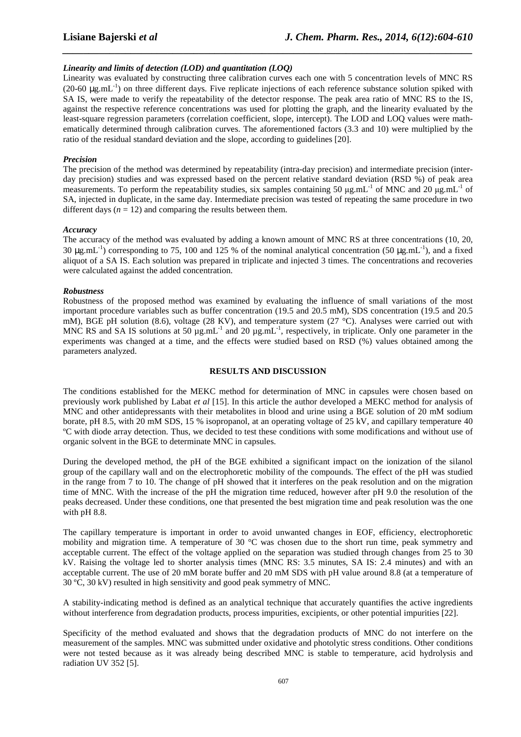### *Linearity and limits of detection (LOD) and quantitation (LOQ)*

Linearity was evaluated by constructing three calibration curves each one with 5 concentration levels of MNC RS (20-60 μg.mL$^{-1}$) on three different days. Five replicate injections of each reference substance solution spiked with SA IS, were made to verify the repeatability of the detector response. The peak area ratio of MNC RS to the IS, against the respective reference concentrations was used for plotting the graph, and the linearity evaluated by the least-square regression parameters (correlation coefficient, slope, intercept). The LOD and LOQ values were mathematically determined through calibration curves. The aforementioned factors (3.3 and 10) were multiplied by the ratio of the residual standard deviation and the slope, according to guidelines [20].

### *Precision*

The precision of the method was determined by repeatability (intra-day precision) and intermediate precision (inter-day precision) studies and was expressed based on the percent relative standard deviation (RSD %) of peak area measurements. To perform the repeatability studies, six samples containing 50 μg.mL$^{-1}$ of MNC and 20 μg.mL$^{-1}$ of SA, injected in duplicate, in the same day. Intermediate precision was tested of repeating the same procedure in two different days ($n$ = 12) and comparing the results between them.

### *Accuracy*

The accuracy of the method was evaluated by adding a known amount of MNC RS at three concentrations (10, 20, 30 μg.mL$^{-1}$) corresponding to 75, 100 and 125 % of the nominal analytical concentration (50 μg.mL$^{-1}$), and a fixed aliquot of a SA IS. Each solution was prepared in triplicate and injected 3 times. The concentrations and recoveries were calculated against the added concentration.

### *Robustness*

Robustness of the proposed method was examined by evaluating the influence of small variations of the most important procedure variables such as buffer concentration (19.5 and 20.5 mM), SDS concentration (19.5 and 20.5 mM), BGE pH solution (8.6), voltage (28 KV), and temperature system (27 °C). Analyses were carried out with MNC RS and SA IS solutions at 50 μg.mL$^{-1}$ and 20 μg.mL$^{-1}$, respectively, in triplicate. Only one parameter in the experiments was changed at a time, and the effects were studied based on RSD (%) values obtained among the parameters analyzed.

## RESULTS AND DISCUSSION

The conditions established for the MEKC method for determination of MNC in capsules were chosen based on previously work published by Labat *et al* [15]. In this article the author developed a MEKC method for analysis of MNC and other antidepressants with their metabolites in blood and urine using a BGE solution of 20 mM sodium borate, pH 8.5, with 20 mM SDS, 15 % isopropanol, at an operating voltage of 25 kV, and capillary temperature 40 ºC with diode array detection. Thus, we decided to test these conditions with some modifications and without use of organic solvent in the BGE to determinate MNC in capsules.

During the developed method, the pH of the BGE exhibited a significant impact on the ionization of the silanol group of the capillary wall and on the electrophoretic mobility of the compounds. The effect of the pH was studied in the range from 7 to 10. The change of pH showed that it interferes on the peak resolution and on the migration time of MNC. With the increase of the pH the migration time reduced, however after pH 9.0 the resolution of the peaks decreased. Under these conditions, one that presented the best migration time and peak resolution was the one with pH 8.8.

The capillary temperature is important in order to avoid unwanted changes in EOF, efficiency, electrophoretic mobility and migration time. A temperature of 30 °C was chosen due to the short run time, peak symmetry and acceptable current. The effect of the voltage applied on the separation was studied through changes from 25 to 30 kV. Raising the voltage led to shorter analysis times (MNC RS: 3.5 minutes, SA IS: 2.4 minutes) and with an acceptable current. The use of 20 mM borate buffer and 20 mM SDS with pH value around 8.8 (at a temperature of 30 ºC, 30 kV) resulted in high sensitivity and good peak symmetry of MNC.

A stability-indicating method is defined as an analytical technique that accurately quantifies the active ingredients without interference from degradation products, process impurities, excipients, or other potential impurities [22].

Specificity of the method evaluated and shows that the degradation products of MNC do not interfere on the measurement of the samples. MNC was submitted under oxidative and photolytic stress conditions. Other conditions were not tested because as it was already being described MNC is stable to temperature, acid hydrolysis and radiation UV 352 [5].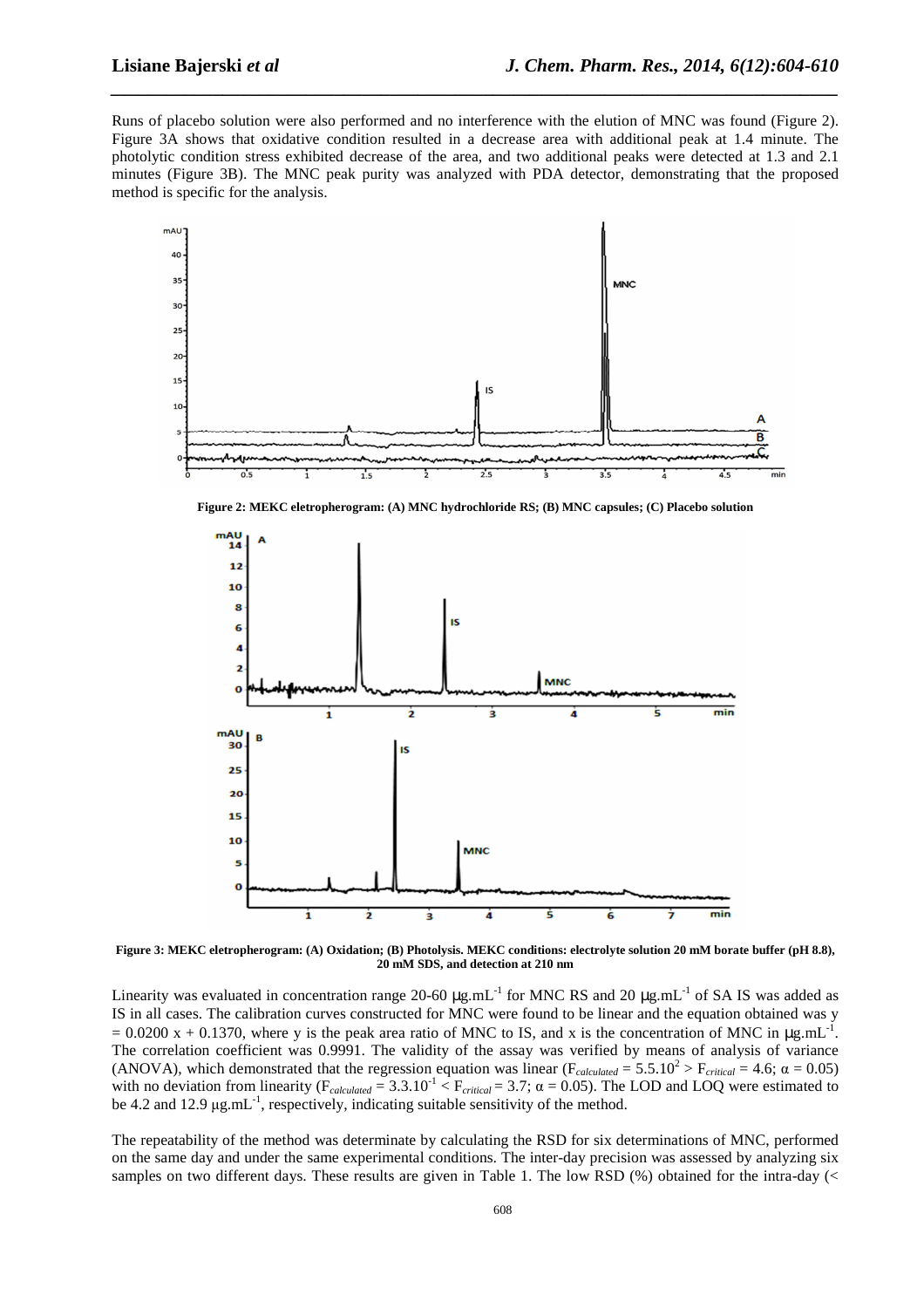Runs of placebo solution were also performed and no interference with the elution of MNC was found (Figure 2). Figure 3A shows that oxidative condition resulted in a decrease area with additional peak at 1.4 minute. The photolytic condition stress exhibited decrease of the area, and two additional peaks were detected at 1.3 and 2.1 minutes (Figure 3B). The MNC peak purity was analyzed with PDA detector, demonstrating that the proposed method is specific for the analysis.

**Figure 2: MEKC eletropherogram: (A) MNC hydrochloride RS; (B) MNC capsules; (C) Placebo solution**

**Figure 3: MEKC eletropherogram: (A) Oxidation; (B) Photolysis. MEKC conditions: electrolyte solution 20 mM borate buffer (pH 8.8), 20 mM SDS, and detection at 210 nm**

Linearity was evaluated in concentration range 20-60 μg.mL$^{-1}$ for MNC RS and 20 μg.mL$^{-1}$ of SA IS was added as IS in all cases. The calibration curves constructed for MNC were found to be linear and the equation obtained was $y = 0.0200\ x + 0.1370$, where y is the peak area ratio of MNC to IS, and x is the concentration of MNC in μg.mL$^{-1}$. The correlation coefficient was 0.9991. The validity of the assay was verified by means of analysis of variance (ANOVA), which demonstrated that the regression equation was linear ($F_{calculated} = 5.5.10^{2} > F_{critical} = 4.6$; $\alpha = 0.05$) with no deviation from linearity ($F_{calculated} = 3.3.10^{-1} < F_{critical} = 3.7$; $\alpha = 0.05$). The LOD and LOQ were estimated to be 4.2 and 12.9 μg.mL$^{-1}$, respectively, indicating suitable sensitivity of the method.

The repeatability of the method was determinate by calculating the RSD for six determinations of MNC, performed on the same day and under the same experimental conditions. The inter-day precision was assessed by analyzing six samples on two different days. These results are given in Table 1. The low RSD (%) obtained for the intra-day (<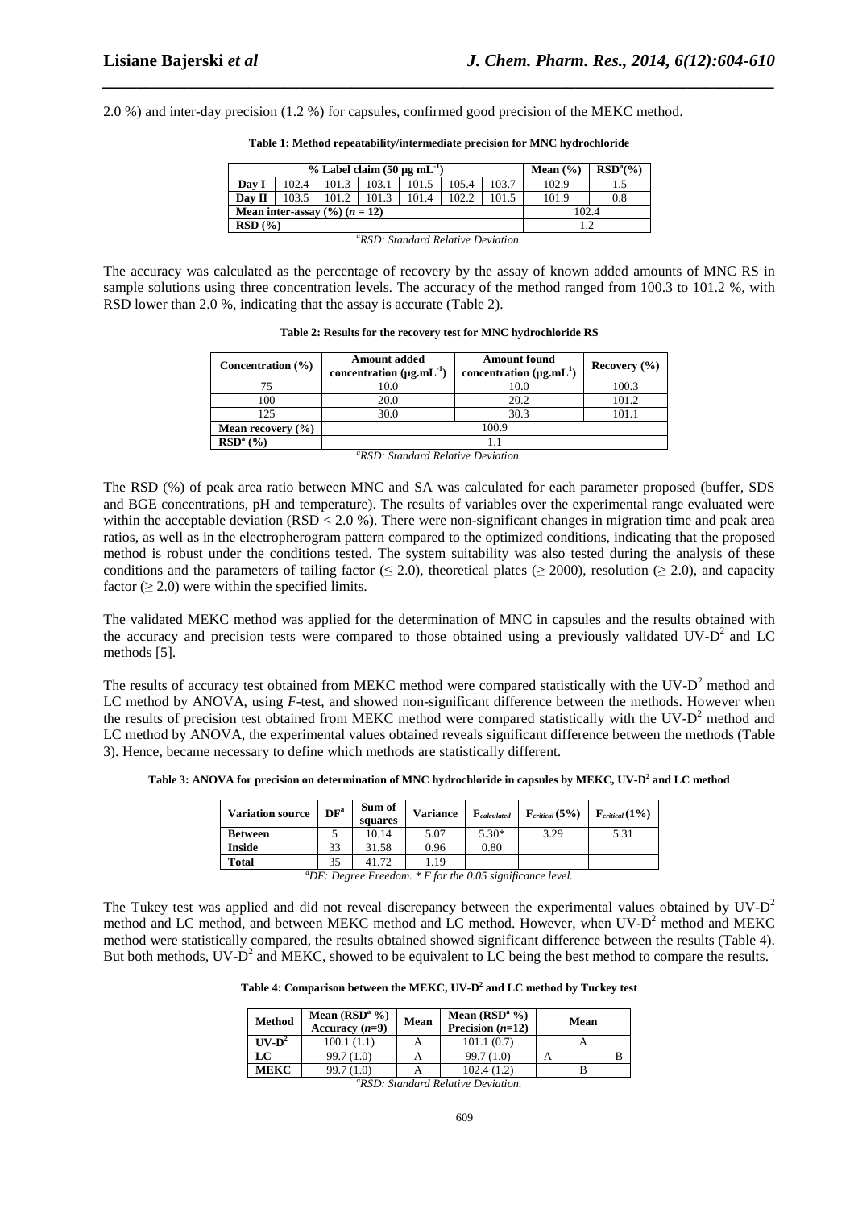2.0 %) and inter-day precision (1.2 %) for capsules, confirmed good precision of the MEKC method.

**Table 1: Method repeatability/intermediate precision for MNC hydrochloride**

| % Label claim (50 µg mL$^{-1}$) | | | | | | | Mean (%) | RSD[a](%) |
|---|---|---|---|---|---|---|---|---|
| **Day I** | 102.4 | 101.3 | 103.1 | 101.5 | 105.4 | 103.7 | 102.9 | 1.5 |
| **Day II** | 103.5 | 101.2 | 101.3 | 101.4 | 102.2 | 101.5 | 101.9 | 0.8 |
| **Mean inter-assay (%) (*n* = 12)** | | | | | | | 102.4 | |
| **RSD (%)** | | | | | | | 1.2 | |

*[a]RSD: Standard Relative Deviation.*

The accuracy was calculated as the percentage of recovery by the assay of known added amounts of MNC RS in sample solutions using three concentration levels. The accuracy of the method ranged from 100.3 to 101.2 %, with RSD lower than 2.0 %, indicating that the assay is accurate (Table 2).

**Table 2: Results for the recovery test for MNC hydrochloride RS**

| Concentration (%) | Amount added concentration (µg.mL$^{-1}$) | Amount found concentration (µg.mL$^{1}$) | Recovery (%) |
|---|---|---|---|
| 75 | 10.0 | 10.0 | 100.3 |
| 100 | 20.0 | 20.2 | 101.2 |
| 125 | 30.0 | 30.3 | 101.1 |
| **Mean recovery (%)** | 100.9 | | |
| **RSD[a] (%)** | 1.1 | | |

*[a]RSD: Standard Relative Deviation.*

The RSD (%) of peak area ratio between MNC and SA was calculated for each parameter proposed (buffer, SDS and BGE concentrations, pH and temperature). The results of variables over the experimental range evaluated were within the acceptable deviation (RSD < 2.0 %). There were non-significant changes in migration time and peak area ratios, as well as in the electropherogram pattern compared to the optimized conditions, indicating that the proposed method is robust under the conditions tested. The system suitability was also tested during the analysis of these conditions and the parameters of tailing factor (≤ 2.0), theoretical plates (≥ 2000), resolution (≥ 2.0), and capacity factor (≥ 2.0) were within the specified limits.

The validated MEKC method was applied for the determination of MNC in capsules and the results obtained with the accuracy and precision tests were compared to those obtained using a previously validated UV-$D^2$ and LC methods [5].

The results of accuracy test obtained from MEKC method were compared statistically with the UV-$D^2$ method and LC method by ANOVA, using *F*-test, and showed non-significant difference between the methods. However when the results of precision test obtained from MEKC method were compared statistically with the UV-$D^2$ method and LC method by ANOVA, the experimental values obtained reveals significant difference between the methods (Table 3). Hence, became necessary to define which methods are statistically different.

**Table 3: ANOVA for precision on determination of MNC hydrochloride in capsules by MEKC, UV-$D^2$ and LC method**

| Variation source | DF[a] | Sum of squares | Variance | $F_{calculated}$ | $F_{critical}$(5%) | $F_{critical}$(1%) |
|---|---|---|---|---|---|---|
| **Between** | 5 | 10.14 | 5.07 | 5.30* | 3.29 | 5.31 |
| **Inside** | 33 | 31.58 | 0.96 | 0.80 | | |
| **Total** | 35 | 41.72 | 1.19 | | | |

*[a]DF: Degree Freedom. * F for the 0.05 significance level.*

The Tukey test was applied and did not reveal discrepancy between the experimental values obtained by UV-$D^2$ method and LC method, and between MEKC method and LC method. However, when UV-$D^2$ method and MEKC method were statistically compared, the results obtained showed significant difference between the results (Table 4). But both methods, UV-$D^2$ and MEKC, showed to be equivalent to LC being the best method to compare the results.

**Table 4: Comparison between the MEKC, UV-$D^2$ and LC method by Tuckey test**

| Method | Mean (RSD[a] %) Accuracy (*n*=9) | Mean | Mean (RSD[a] %) Precision (*n*=12) | Mean | |
|---|---|---|---|---|---|
| **UV-$D^2$** | 100.1 (1.1) | A | 101.1 (0.7) | A | |
| **LC** | 99.7 (1.0) | A | 99.7 (1.0) | A | B |
| **MEKC** | 99.7 (1.0) | A | 102.4 (1.2) | B | |

*[a]RSD: Standard Relative Deviation.*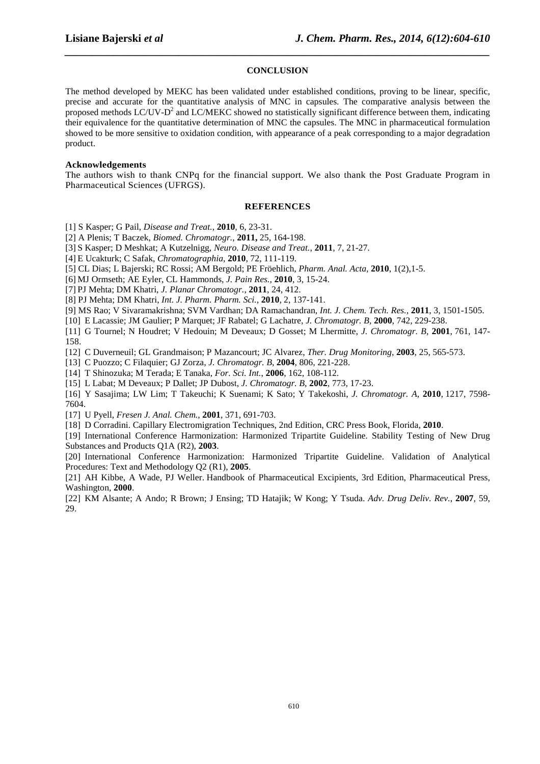## CONCLUSION

The method developed by MEKC has been validated under established conditions, proving to be linear, specific, precise and accurate for the quantitative analysis of MNC in capsules. The comparative analysis between the proposed methods LC/UV-$D^2$ and LC/MEKC showed no statistically significant difference between them, indicating their equivalence for the quantitative determination of MNC the capsules. The MNC in pharmaceutical formulation showed to be more sensitive to oxidation condition, with appearance of a peak corresponding to a major degradation product.

### Acknowledgements

The authors wish to thank CNPq for the financial support. We also thank the Post Graduate Program in Pharmaceutical Sciences (UFRGS).

## REFERENCES

[1] S Kasper; G Pail, *Disease and Treat.*, **2010**, 6, 23-31.

[2] A Plenis; T Baczek, *Biomed. Chromatogr.*, **2011,** 25, 164-198.

[3] S Kasper; D Meshkat; A Kutzelnigg, *Neuro. Disease and Treat.*, **2011**, 7, 21-27.

[4] E Ucakturk; C Safak, *Chromatographia*, **2010**, 72, 111-119.

[5] CL Dias; L Bajerski; RC Rossi; AM Bergold; PE Fröehlich, *Pharm. Anal. Acta*, **2010**, 1(2),1-5.

[6] MJ Ormseth; AE Eyler, CL Hammonds, *J. Pain Res.*, **2010**, 3, 15-24.

[7] PJ Mehta; DM Khatri, *J. Planar Chromatogr.*, **2011**, 24, 412.

[8] PJ Mehta; DM Khatri, *Int. J. Pharm. Pharm. Sci.*, **2010**, 2, 137-141.

[9] MS Rao; V Sivaramakrishna; SVM Vardhan; DA Ramachandran, *Int. J. Chem. Tech. Res.*, **2011**, 3, 1501-1505.

[10] E Lacassie; JM Gaulier; P Marquet; JF Rabatel; G Lachatre, *J. Chromatogr. B*, **2000**, 742, 229-238.

[11] G Tournel; N Houdret; V Hedouin; M Deveaux; D Gosset; M Lhermitte, *J. Chromatogr. B*, **2001**, 761, 147-158.

[12] C Duverneuil; GL Grandmaison; P Mazancourt; JC Alvarez, *Ther. Drug Monitoring*, **2003**, 25, 565-573.

[13] C Puozzo; C Filaquier; GJ Zorza, *J. Chromatogr. B*, **2004**, 806, 221-228.

[14] T Shinozuka; M Terada; E Tanaka, *For. Sci. Int.*, **2006**, 162, 108-112.

[15] L Labat; M Deveaux; P Dallet; JP Dubost, *J. Chromatogr. B*, **2002**, 773, 17-23.

[16] Y Sasajima; LW Lim; T Takeuchi; K Suenami; K Sato; Y Takekoshi, *J. Chromatogr. A*, **2010**, 1217, 7598-7604.

[17] U Pyell, *Fresen J. Anal. Chem.*, **2001**, 371, 691-703.

[18] D Corradini. Capillary Electromigration Techniques, 2nd Edition, CRC Press Book, Florida, **2010**.

[19] International Conference Harmonization: Harmonized Tripartite Guideline. Stability Testing of New Drug Substances and Products Q1A (R2), **2003**.

[20] International Conference Harmonization: Harmonized Tripartite Guideline. Validation of Analytical Procedures: Text and Methodology Q2 (R1), **2005**.

[21] AH Kibbe, A Wade, PJ Weller. Handbook of Pharmaceutical Excipients, 3rd Edition, Pharmaceutical Press, Washington, **2000**.

[22] KM Alsante; A Ando; R Brown; J Ensing; TD Hatajik; W Kong; Y Tsuda. *Adv. Drug Deliv. Rev.*, **2007**, 59, 29.